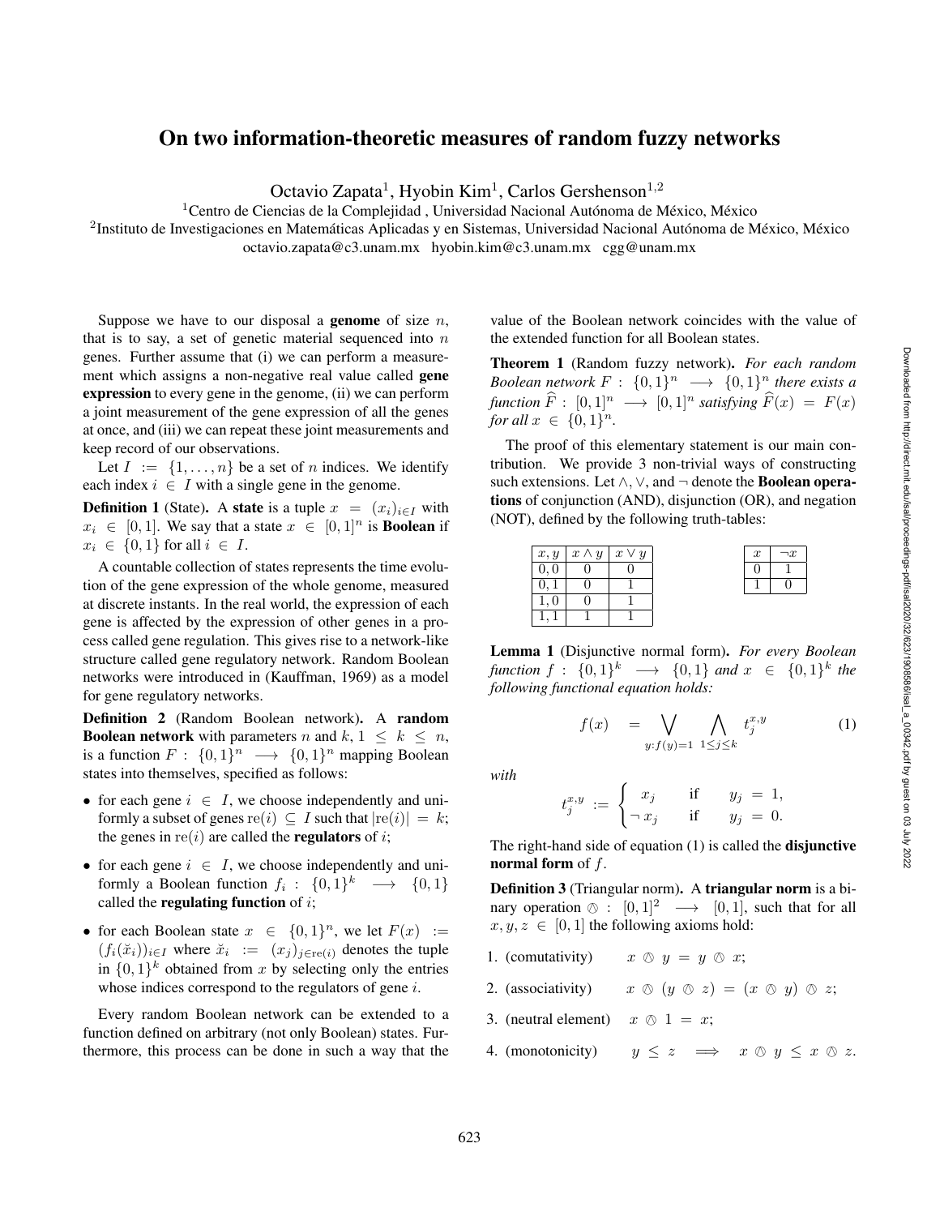# On two information-theoretic measures of random fuzzy networks

Octavio Zapata[1], Hyobin Kim[1], Carlos Gershenson[1,2]

[1]Centro de Ciencias de la Complejidad , Universidad Nacional Autónoma de México, México

[2]Instituto de Investigaciones en Matemáticas Aplicadas y en Sistemas, Universidad Nacional Autónoma de México, México

octavio.zapata@c3.unam.mx hyobin.kim@c3.unam.mx cgg@unam.mx

Suppose we have to our disposal a **genome** of size $n$, that is to say, a set of genetic material sequenced into $n$ genes. Further assume that (i) we can perform a measurement which assigns a non-negative real value called **gene expression** to every gene in the genome, (ii) we can perform a joint measurement of the gene expression of all the genes at once, and (iii) we can repeat these joint measurements and keep record of our observations.

Let $I := \{1, \ldots, n\}$ be a set of $n$ indices. We identify each index $i \in I$ with a single gene in the genome.

**Definition 1** (State). A **state** is a tuple $x = (x_i)_{i \in I}$ with $x_i \in [0, 1]$. We say that a state $x \in [0, 1]^n$ is **Boolean** if $x_i \in \{0, 1\}$ for all $i \in I$.

A countable collection of states represents the time evolution of the gene expression of the whole genome, measured at discrete instants. In the real world, the expression of each gene is affected by the expression of other genes in a process called gene regulation. This gives rise to a network-like structure called gene regulatory network. Random Boolean networks were introduced in (Kauffman, 1969) as a model for gene regulatory networks.

**Definition 2** (Random Boolean network). A **random Boolean network** with parameters $n$ and $k$, $1 \leq k \leq n$, is a function $F : \{0, 1\}^n \longrightarrow \{0, 1\}^n$ mapping Boolean states into themselves, specified as follows:

- for each gene $i \in I$, we choose independently and uniformly a subset of genes $\mathrm{re}(i) \subseteq I$ such that $|\mathrm{re}(i)| = k$; the genes in $\mathrm{re}(i)$ are called the **regulators** of $i$;
- for each gene $i \in I$, we choose independently and uniformly a Boolean function $f_i : \{0, 1\}^k \longrightarrow \{0, 1\}$ called the **regulating function** of $i$;
- for each Boolean state $x \in \{0, 1\}^n$, we let $F(x) := (f_i(\check{x}_i))_{i \in I}$ where $\check{x}_i := (x_j)_{j \in \mathrm{re}(i)}$ denotes the tuple in $\{0, 1\}^k$ obtained from $x$ by selecting only the entries whose indices correspond to the regulators of gene $i$.

Every random Boolean network can be extended to a function defined on arbitrary (not only Boolean) states. Furthermore, this process can be done in such a way that the value of the Boolean network coincides with the value of the extended function for all Boolean states.

**Theorem 1** (Random fuzzy network). *For each random Boolean network $F : \{0, 1\}^n \longrightarrow \{0, 1\}^n$ there exists a function $\widehat{F} : [0, 1]^n \longrightarrow [0, 1]^n$ satisfying $\widehat{F}(x) = F(x)$ for all $x \in \{0, 1\}^n$.*

The proof of this elementary statement is our main contribution. We provide 3 non-trivial ways of constructing such extensions. Let $\wedge, \vee$, and $\neg$ denote the **Boolean operations** of conjunction (AND), disjunction (OR), and negation (NOT), defined by the following truth-tables:

| $x, y$ | $x \wedge y$ | $x \vee y$ |
|---|---|---|
| 0, 0 | 0 | 0 |
| 0, 1 | 0 | 1 |
| 1, 0 | 0 | 1 |
| 1, 1 | 1 | 1 |

| $x$ | $\neg x$ |
|---|---|
| 0 | 1 |
| 1 | 0 |

**Lemma 1** (Disjunctive normal form). *For every Boolean function $f : \{0, 1\}^k \longrightarrow \{0, 1\}$ and $x \in \{0, 1\}^k$ the following functional equation holds:*

$$f(x) = \bigvee_{y : f(y) = 1} \bigwedge_{1 \leq j \leq k} t_j^{x,y} \tag{1}$$

*with*

$$t_j^{x,y} := \begin{cases} x_j & \text{if} \quad y_j = 1, \\ \neg\, x_j & \text{if} \quad y_j = 0. \end{cases}$$

The right-hand side of equation (1) is called the **disjunctive normal form** of $f$.

**Definition 3** (Triangular norm). A **triangular norm** is a binary operation $\oslash : [0, 1]^2 \longrightarrow [0, 1]$, such that for all $x, y, z \in [0, 1]$ the following axioms hold:

1. (comutativity) $\quad x \oslash y = y \oslash x$;
2. (associativity) $\quad x \oslash (y \oslash z) = (x \oslash y) \oslash z$;
3. (neutral element) $\quad x \oslash 1 = x$;
4. (monotonicity) $\quad y \leq z \implies x \oslash y \leq x \oslash z$.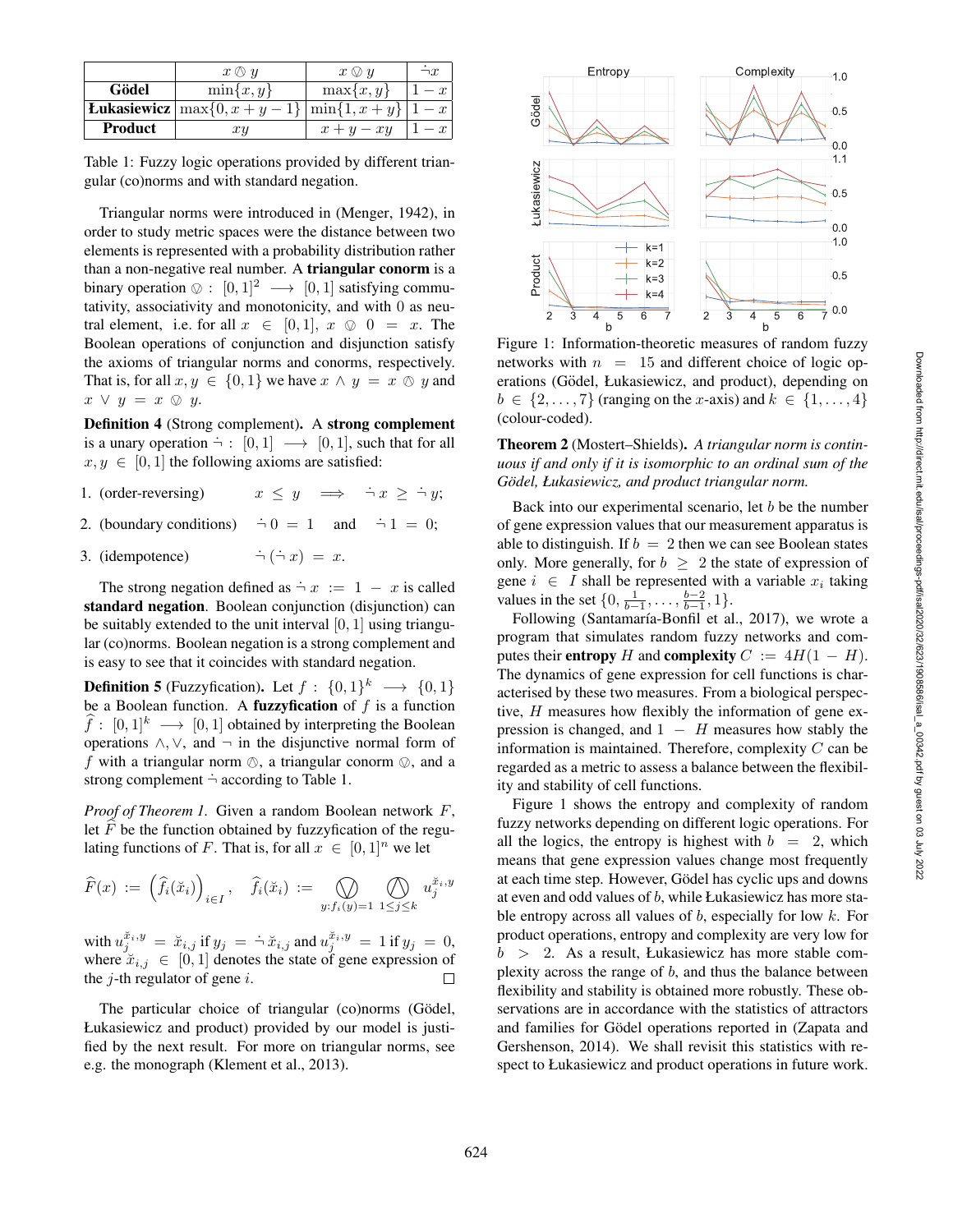|  | $x \oslash y$ | $x \obslash y$ | $\dot{\neg} x$ |
|---|---|---|---|
| **Gödel** | $\min\{x, y\}$ | $\max\{x, y\}$ | $1 - x$ |
| **Łukasiewicz** | $\max\{0, x + y - 1\}$ | $\min\{1, x + y\}$ | $1 - x$ |
| **Product** | $xy$ | $x + y - xy$ | $1 - x$ |

Table 1: Fuzzy logic operations provided by different triangular (co)norms and with standard negation.

Triangular norms were introduced in (Menger, 1942), in order to study metric spaces were the distance between two elements is represented with a probability distribution rather than a non-negative real number. A **triangular conorm** is a binary operation $\obslash : [0,1]^2 \longrightarrow [0,1]$ satisfying commutativity, associativity and monotonicity, and with 0 as neutral element, i.e. for all $x \in [0,1]$, $x \obslash 0 = x$. The Boolean operations of conjunction and disjunction satisfy the axioms of triangular norms and conorms, respectively. That is, for all $x, y \in \{0,1\}$ we have $x \wedge y = x \oslash y$ and $x \vee y = x \obslash y$.

**Definition 4** (Strong complement)**.** A **strong complement** is a unary operation $\dot{\neg} : [0,1] \longrightarrow [0,1]$, such that for all $x, y \in [0,1]$ the following axioms are satisfied:

1. (order-reversing) $\quad x \leq y \implies \dot{\neg} x \geq \dot{\neg} y$;
2. (boundary conditions) $\quad \dot{\neg} 0 = 1$ and $\dot{\neg} 1 = 0$;
3. (idempotence) $\quad \dot{\neg}(\dot{\neg} x) = x$.

The strong negation defined as $\dot{\neg} x := 1 - x$ is called **standard negation**. Boolean conjunction (disjunction) can be suitably extended to the unit interval $[0,1]$ using triangular (co)norms. Boolean negation is a strong complement and is easy to see that it coincides with standard negation.

**Definition 5** (Fuzzyfication)**.** Let $f : \{0,1\}^k \longrightarrow \{0,1\}$ be a Boolean function. A **fuzzyfication** of $f$ is a function $\widehat{f} : [0,1]^k \longrightarrow [0,1]$ obtained by interpreting the Boolean operations $\wedge, \vee$, and $\neg$ in the disjunctive normal form of $f$ with a triangular norm $\oslash$, a triangular conorm $\obslash$, and a strong complement $\dot{\neg}$ according to Table 1.

*Proof of Theorem 1.* Given a random Boolean network $F$, let $\widehat{F}$ be the function obtained by fuzzyfication of the regulating functions of $F$. That is, for all $x \in [0,1]^n$ we let

$$\widehat{F}(x) := \left(\widehat{f}_i(\breve{x}_i)\right)_{i \in I}, \quad \widehat{f}_i(\breve{x}_i) := \bigobslash_{y : f_i(y) = 1} \ \bigoslash_{1 \leq j \leq k} u_j^{\breve{x}_i, y}$$

with $u_j^{\breve{x}_i, y} = \breve{x}_{i,j}$ if $y_j = \dot{\neg} \breve{x}_{i,j}$ and $u_j^{\breve{x}_i, y} = 1$ if $y_j = 0$, where $\breve{x}_{i,j} \in [0,1]$ denotes the state of gene expression of the $j$-th regulator of gene $i$. □

The particular choice of triangular (co)norms (Gödel, Łukasiewicz and product) provided by our model is justified by the next result. For more on triangular norms, see e.g. the monograph (Klement et al., 2013).

Figure 1: Information-theoretic measures of random fuzzy networks with $n = 15$ and different choice of logic operations (Gödel, Łukasiewicz, and product), depending on $b \in \{2, \ldots, 7\}$ (ranging on the $x$-axis) and $k \in \{1, \ldots, 4\}$ (colour-coded).

**Theorem 2** (Mostert–Shields)**.** *A triangular norm is continuous if and only if it is isomorphic to an ordinal sum of the Gödel, Łukasiewicz, and product triangular norm.*

Back into our experimental scenario, let $b$ be the number of gene expression values that our measurement apparatus is able to distinguish. If $b = 2$ then we can see Boolean states only. More generally, for $b \geq 2$ the state of expression of gene $i \in I$ shall be represented with a variable $x_i$ taking values in the set $\{0, \frac{1}{b-1}, \ldots, \frac{b-2}{b-1}, 1\}$.

Following (Santamaría-Bonfil et al., 2017), we wrote a program that simulates random fuzzy networks and computes their **entropy** $H$ and **complexity** $C := 4H(1 - H)$. The dynamics of gene expression for cell functions is characterised by these two measures. From a biological perspective, $H$ measures how flexibly the information of gene expression is changed, and $1 - H$ measures how stably the information is maintained. Therefore, complexity $C$ can be regarded as a metric to assess a balance between the flexibility and stability of cell functions.

Figure 1 shows the entropy and complexity of random fuzzy networks depending on different logic operations. For all the logics, the entropy is highest with $b = 2$, which means that gene expression values change most frequently at each time step. However, Gödel has cyclic ups and downs at even and odd values of $b$, while Łukasiewicz has more stable entropy across all values of $b$, especially for low $k$. For product operations, entropy and complexity are very low for $b > 2$. As a result, Łukasiewicz has more stable complexity across the range of $b$, and thus the balance between flexibility and stability is obtained more robustly. These observations are in accordance with the statistics of attractors and families for Gödel operations reported in (Zapata and Gershenson, 2014). We shall revisit this statistics with respect to Łukasiewicz and product operations in future work.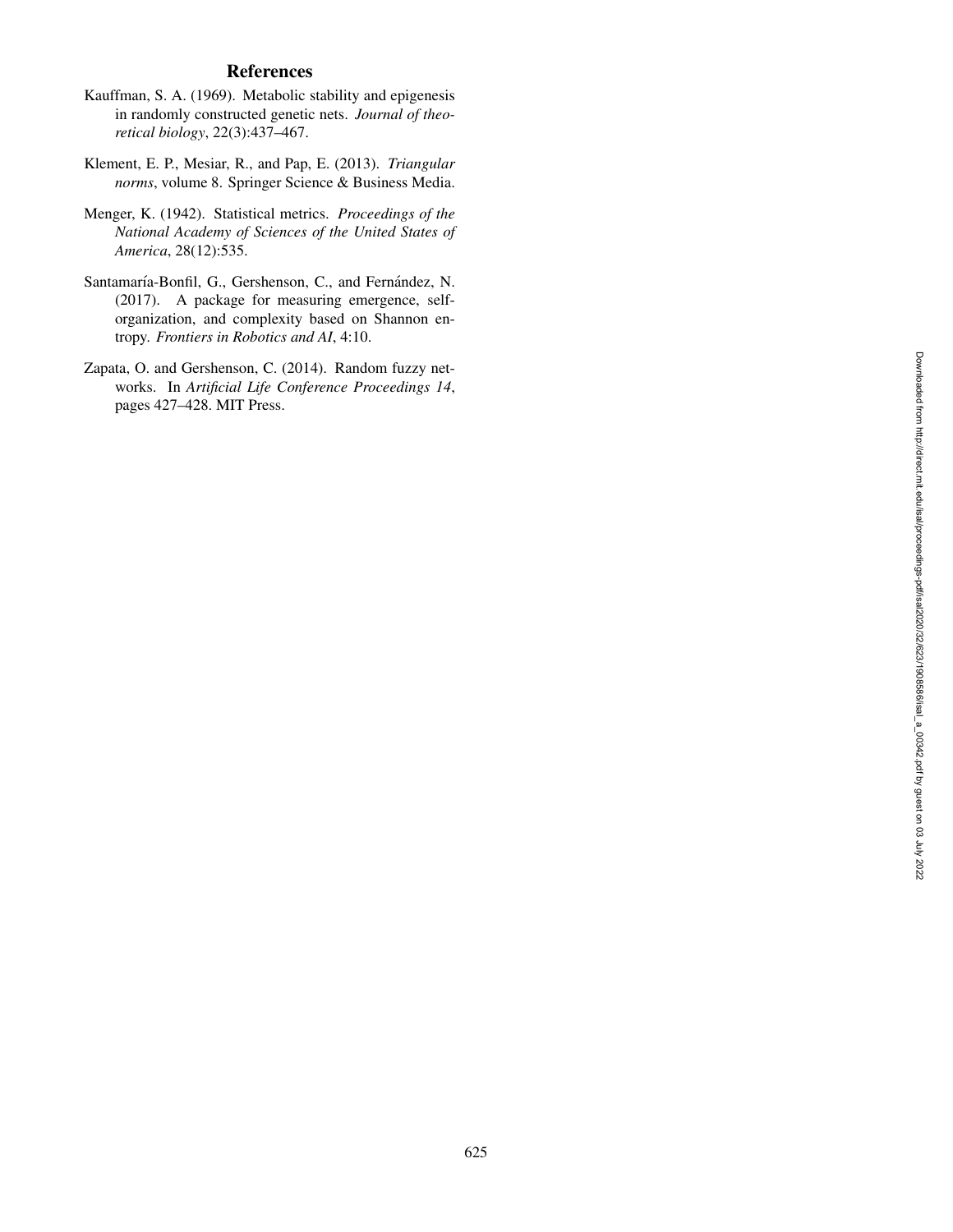## References

Kauffman, S. A. (1969). Metabolic stability and epigenesis in randomly constructed genetic nets. *Journal of theoretical biology*, 22(3):437–467.

Klement, E. P., Mesiar, R., and Pap, E. (2013). *Triangular norms*, volume 8. Springer Science & Business Media.

Menger, K. (1942). Statistical metrics. *Proceedings of the National Academy of Sciences of the United States of America*, 28(12):535.

Santamaría-Bonfil, G., Gershenson, C., and Fernández, N. (2017). A package for measuring emergence, self-organization, and complexity based on Shannon entropy. *Frontiers in Robotics and AI*, 4:10.

Zapata, O. and Gershenson, C. (2014). Random fuzzy networks. In *Artificial Life Conference Proceedings 14*, pages 427–428. MIT Press.